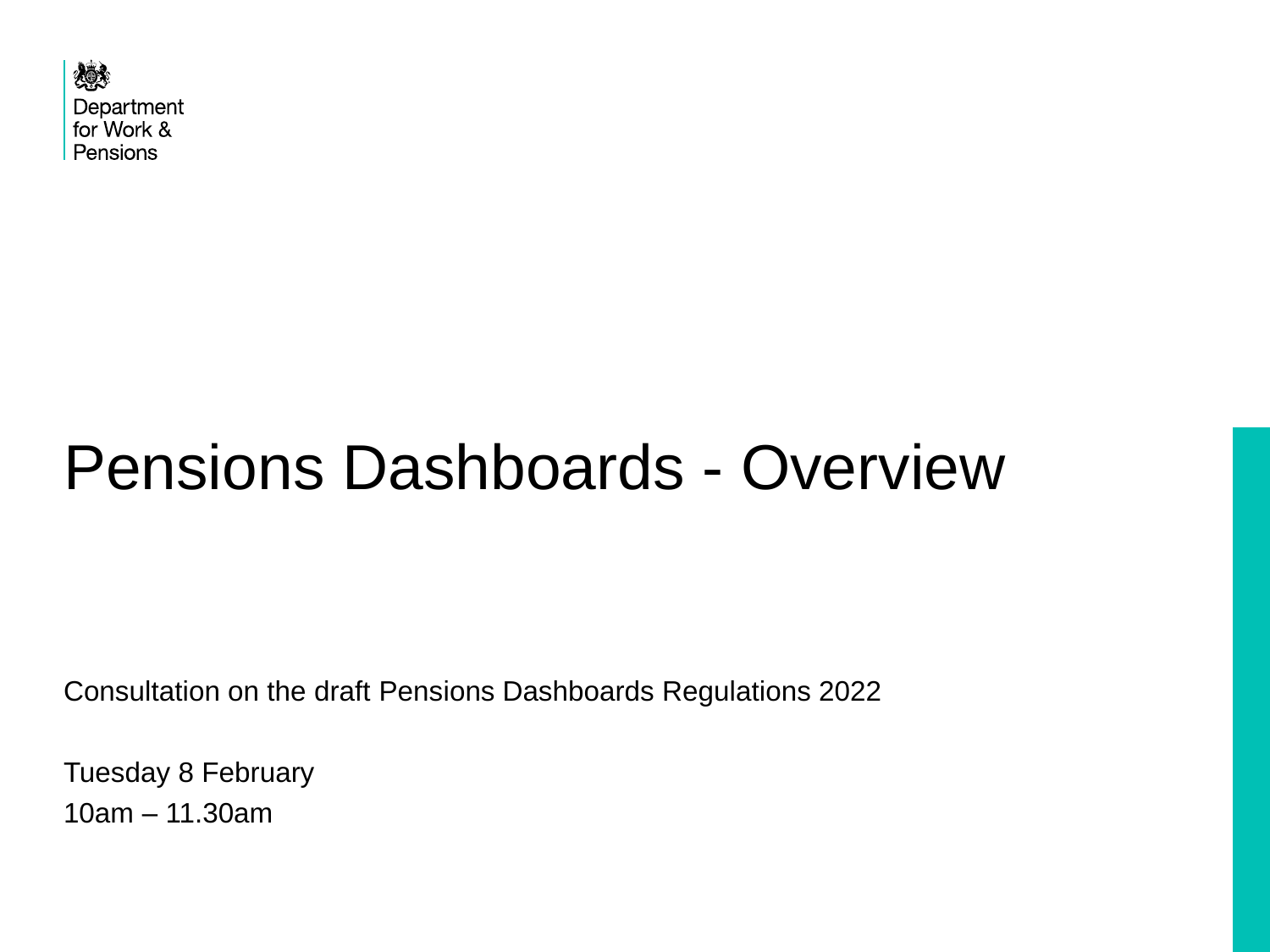Department for Work & Pensions

# Pensions Dashboards - Overview

Consultation on the draft Pensions Dashboards Regulations 2022

Tuesday 8 February
10am – 11.30am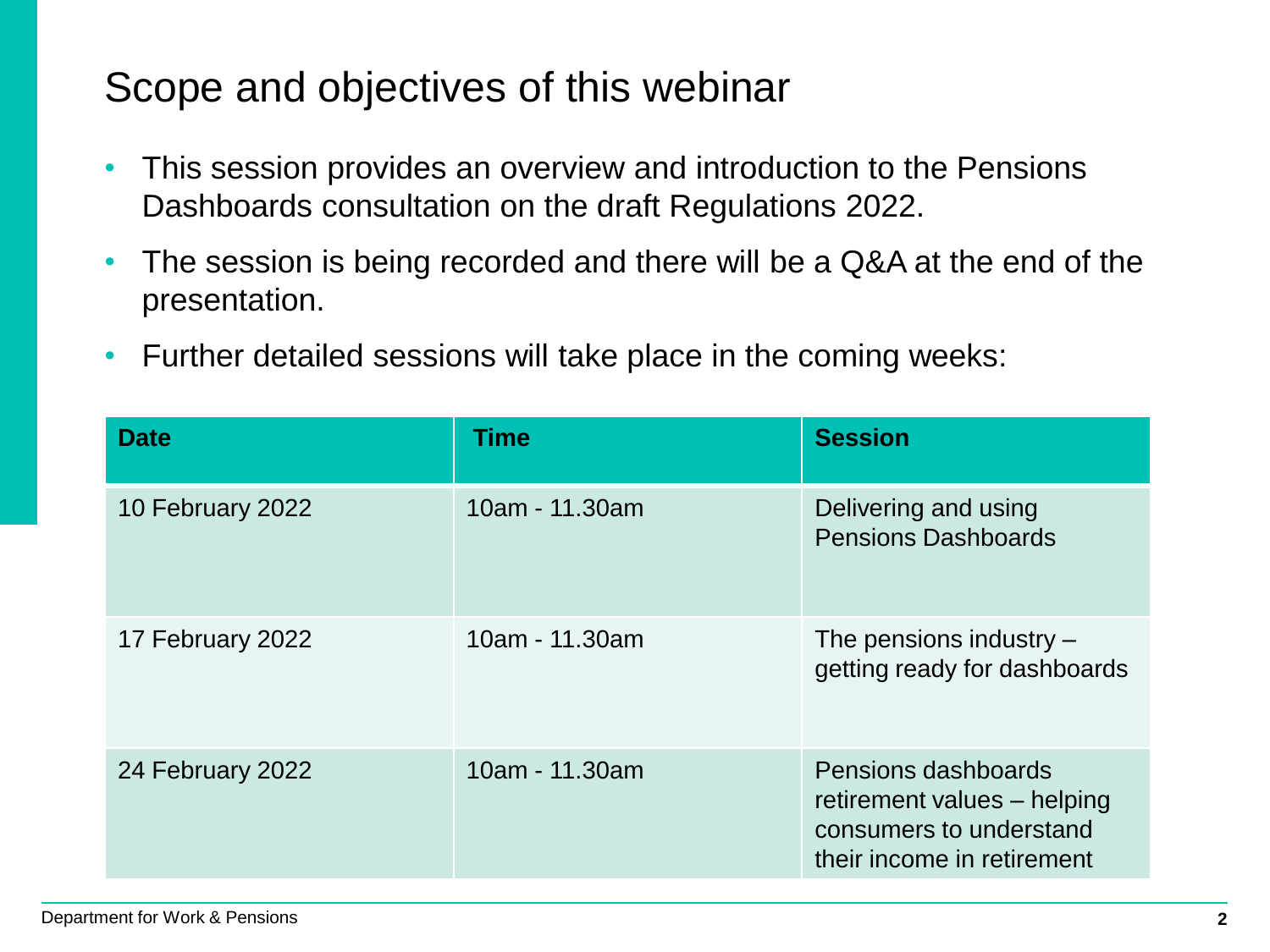# Scope and objectives of this webinar

- This session provides an overview and introduction to the Pensions Dashboards consultation on the draft Regulations 2022.
- The session is being recorded and there will be a Q&A at the end of the presentation.
- Further detailed sessions will take place in the coming weeks:

| Date | Time | Session |
| --- | --- | --- |
| 10 February 2022 | 10am - 11.30am | Delivering and using Pensions Dashboards |
| 17 February 2022 | 10am - 11.30am | The pensions industry – getting ready for dashboards |
| 24 February 2022 | 10am - 11.30am | Pensions dashboards retirement values – helping consumers to understand their income in retirement |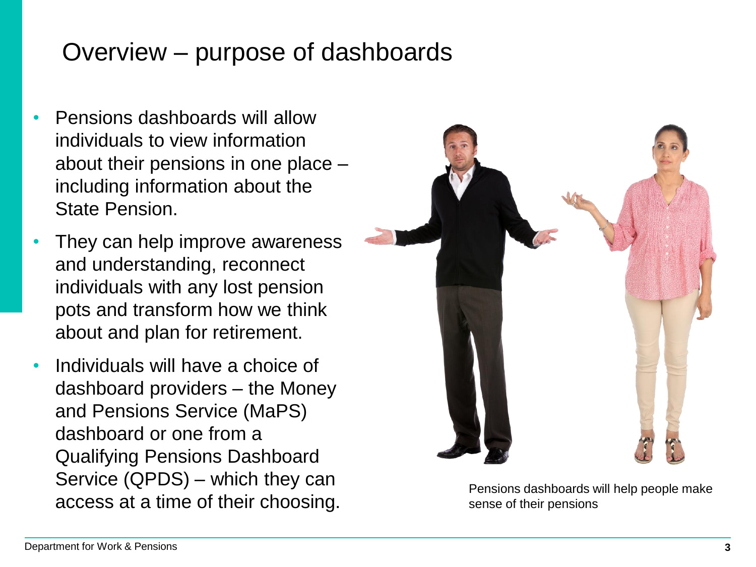# Overview – purpose of dashboards

- Pensions dashboards will allow individuals to view information about their pensions in one place – including information about the State Pension.
- They can help improve awareness and understanding, reconnect individuals with any lost pension pots and transform how we think about and plan for retirement.
- Individuals will have a choice of dashboard providers – the Money and Pensions Service (MaPS) dashboard or one from a Qualifying Pensions Dashboard Service (QPDS) – which they can access at a time of their choosing.

Pensions dashboards will help people make sense of their pensions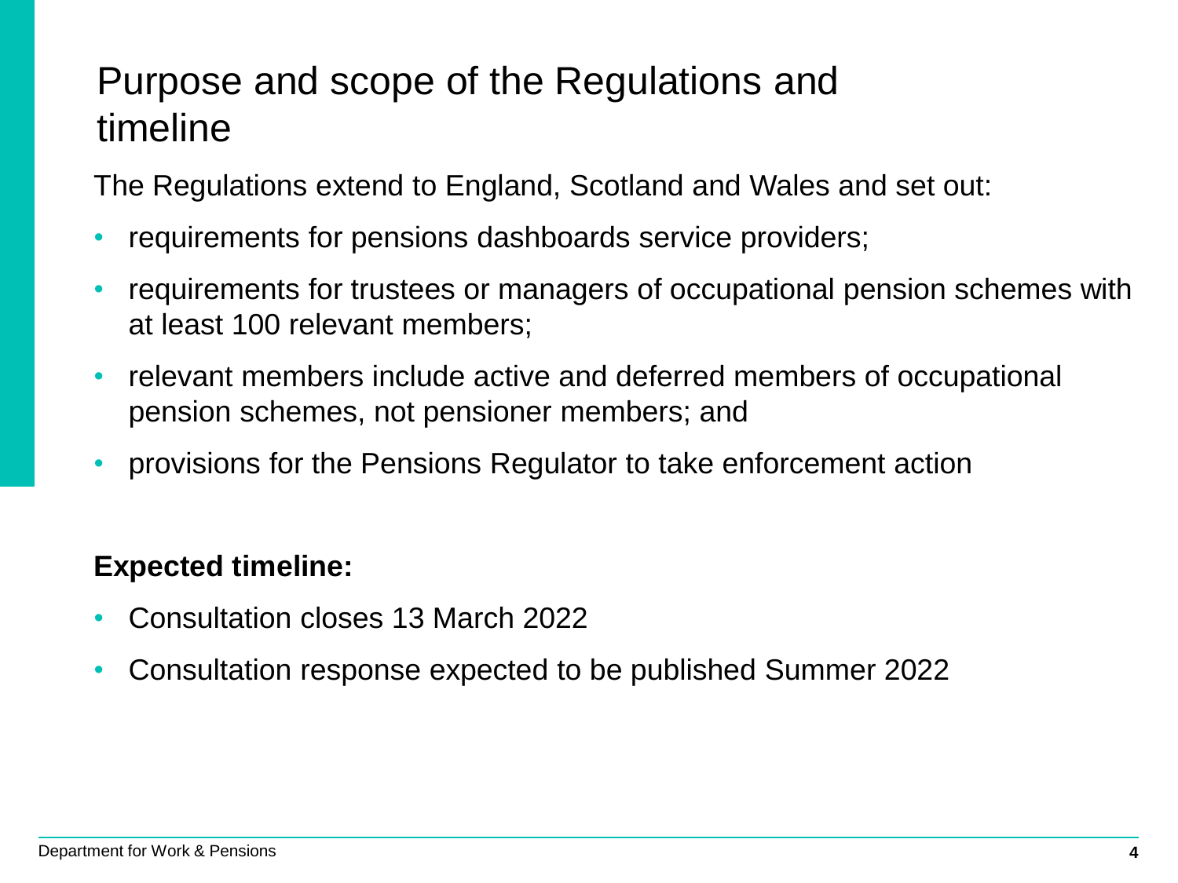# Purpose and scope of the Regulations and timeline

The Regulations extend to England, Scotland and Wales and set out:

- requirements for pensions dashboards service providers;
- requirements for trustees or managers of occupational pension schemes with at least 100 relevant members;
- relevant members include active and deferred members of occupational pension schemes, not pensioner members; and
- provisions for the Pensions Regulator to take enforcement action

**Expected timeline:**

- Consultation closes 13 March 2022
- Consultation response expected to be published Summer 2022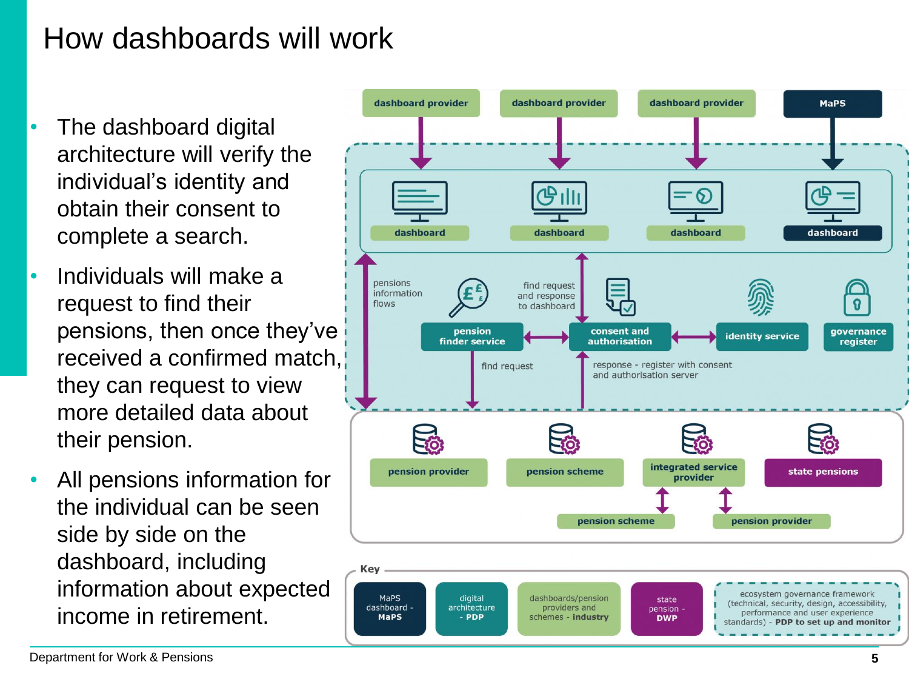# How dashboards will work

- The dashboard digital architecture will verify the individual's identity and obtain their consent to complete a search.
- Individuals will make a request to find their pensions, then once they've received a confirmed match, they can request to view more detailed data about their pension.
- All pensions information for the individual can be seen side by side on the dashboard, including information about expected income in retirement.

dashboard provider | dashboard provider | dashboard provider | MaPS

dashboard | dashboard | dashboard | dashboard

pensions information flows

pension finder service — find request and response to dashboard — consent and authorisation — identity service — governance register

find request

response - register with consent and authorisation server

pension provider | pension scheme | integrated service provider | state pensions

pension scheme | pension provider

**Key**

- MaPS dashboard - **MaPS**
- digital architecture - **PDP**
- dashboards/pension providers and schemes - **industry**
- state pension - **DWP**
- ecosystem governance framework (technical, security, design, accessibility, performance and user experience standards) - **PDP to set up and monitor**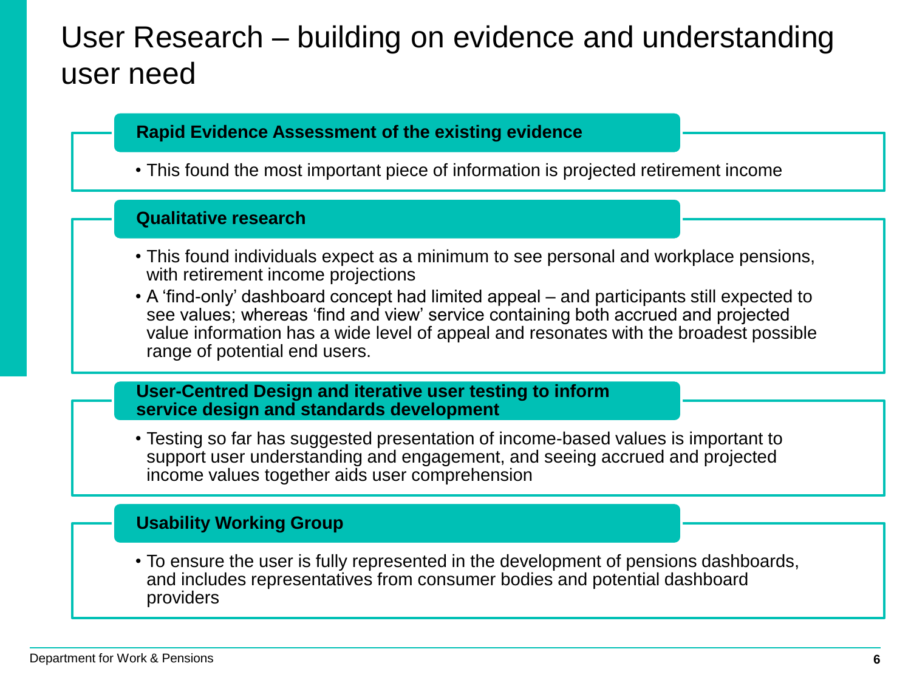# User Research – building on evidence and understanding user need

## Rapid Evidence Assessment of the existing evidence

- This found the most important piece of information is projected retirement income

## Qualitative research

- This found individuals expect as a minimum to see personal and workplace pensions, with retirement income projections
- A 'find-only' dashboard concept had limited appeal – and participants still expected to see values; whereas 'find and view' service containing both accrued and projected value information has a wide level of appeal and resonates with the broadest possible range of potential end users.

## User-Centred Design and iterative user testing to inform service design and standards development

- Testing so far has suggested presentation of income-based values is important to support user understanding and engagement, and seeing accrued and projected income values together aids user comprehension

## Usability Working Group

- To ensure the user is fully represented in the development of pensions dashboards, and includes representatives from consumer bodies and potential dashboard providers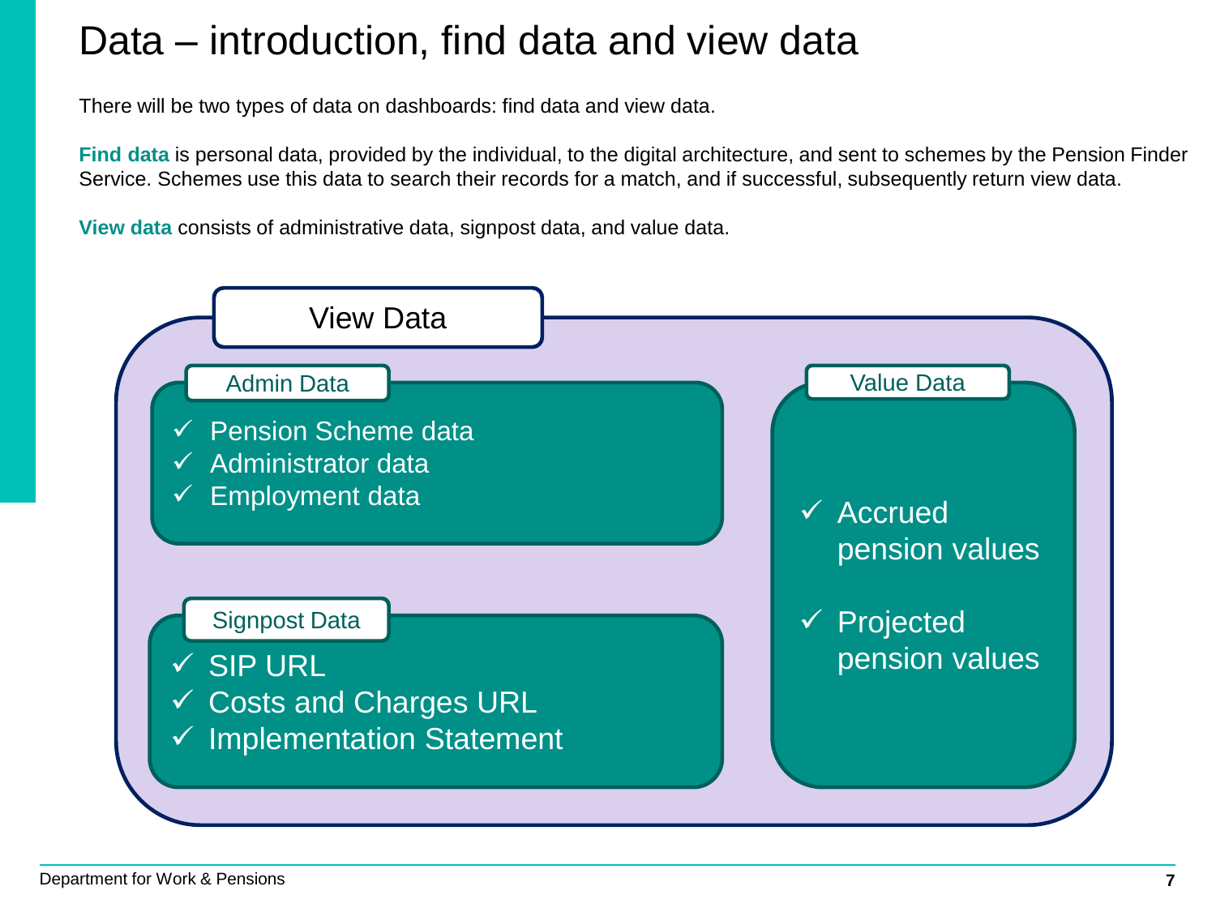# Data – introduction, find data and view data

There will be two types of data on dashboards: find data and view data.

**Find data** is personal data, provided by the individual, to the digital architecture, and sent to schemes by the Pension Finder Service. Schemes use this data to search their records for a match, and if successful, subsequently return view data.

**View data** consists of administrative data, signpost data, and value data.

## View Data

### Admin Data

- ✓ Pension Scheme data
- ✓ Administrator data
- ✓ Employment data

### Signpost Data

- ✓ SIP URL
- ✓ Costs and Charges URL
- ✓ Implementation Statement

### Value Data

- ✓ Accrued pension values
- ✓ Projected pension values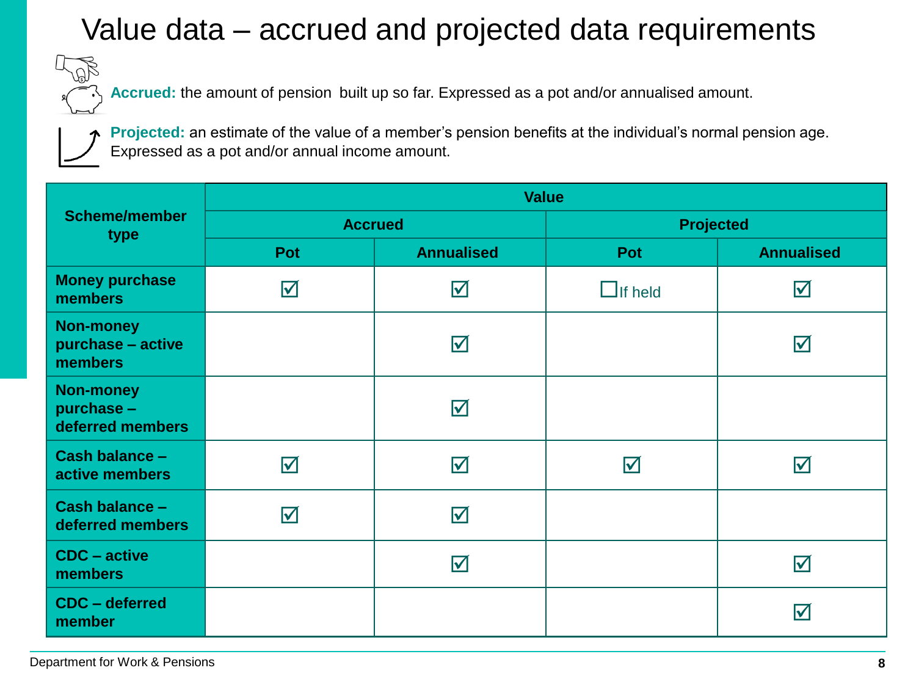# Value data – accrued and projected data requirements

**Accrued:** the amount of pension built up so far. Expressed as a pot and/or annualised amount.

**Projected:** an estimate of the value of a member's pension benefits at the individual's normal pension age. Expressed as a pot and/or annual income amount.

| Scheme/member type | Value | | | |
|---|---|---|---|---|
| | Accrued | | Projected | |
| | Pot | Annualised | Pot | Annualised |
| **Money purchase members** | ☑ | ☑ | ☐ If held | ☑ |
| **Non-money purchase – active members** | | ☑ | | ☑ |
| **Non-money purchase – deferred members** | | ☑ | | |
| **Cash balance – active members** | ☑ | ☑ | ☑ | ☑ |
| **Cash balance – deferred members** | ☑ | ☑ | | |
| **CDC – active members** | | ☑ | | ☑ |
| **CDC – deferred member** | | | | ☑ |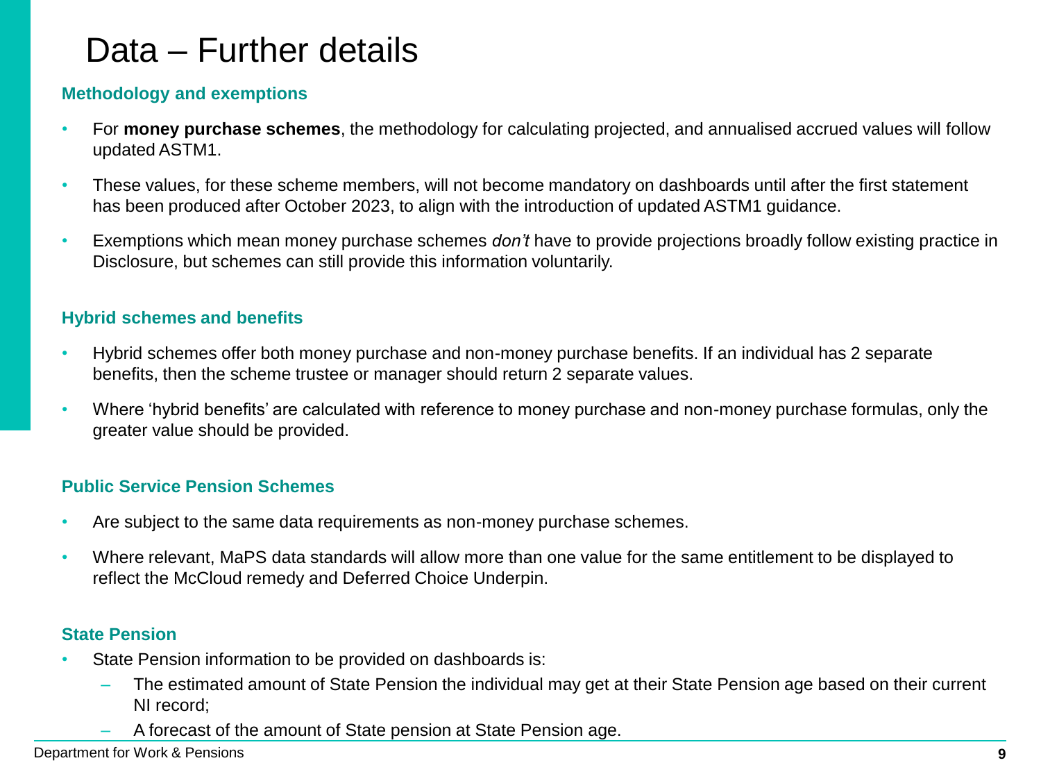# Data – Further details

### Methodology and exemptions

- For **money purchase schemes**, the methodology for calculating projected, and annualised accrued values will follow updated ASTM1.
- These values, for these scheme members, will not become mandatory on dashboards until after the first statement has been produced after October 2023, to align with the introduction of updated ASTM1 guidance.
- Exemptions which mean money purchase schemes *don't* have to provide projections broadly follow existing practice in Disclosure, but schemes can still provide this information voluntarily.

### Hybrid schemes and benefits

- Hybrid schemes offer both money purchase and non-money purchase benefits. If an individual has 2 separate benefits, then the scheme trustee or manager should return 2 separate values.
- Where 'hybrid benefits' are calculated with reference to money purchase and non-money purchase formulas, only the greater value should be provided.

### Public Service Pension Schemes

- Are subject to the same data requirements as non-money purchase schemes.
- Where relevant, MaPS data standards will allow more than one value for the same entitlement to be displayed to reflect the McCloud remedy and Deferred Choice Underpin.

### State Pension

- State Pension information to be provided on dashboards is:
  - The estimated amount of State Pension the individual may get at their State Pension age based on their current NI record;
  - A forecast of the amount of State pension at State Pension age.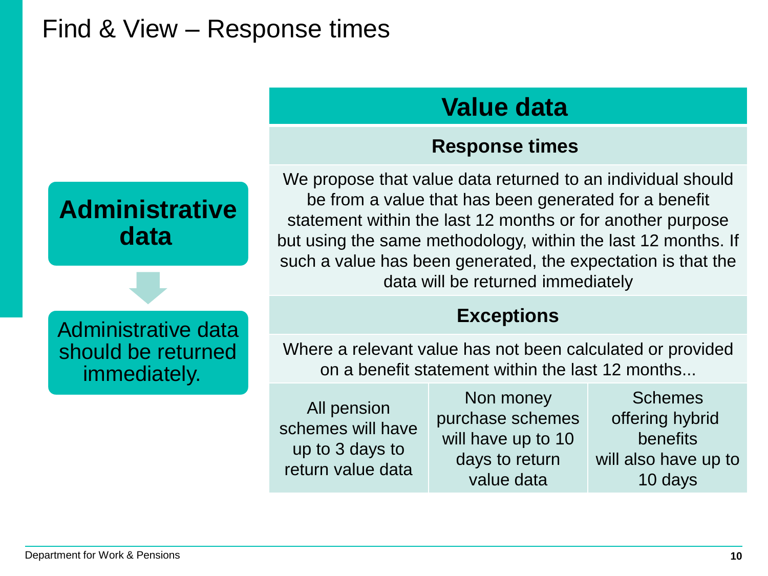# Find & View – Response times

## Administrative data

Administrative data should be returned immediately.

## Value data

### Response times

We propose that value data returned to an individual should be from a value that has been generated for a benefit statement within the last 12 months or for another purpose but using the same methodology, within the last 12 months. If such a value has been generated, the expectation is that the data will be returned immediately

### Exceptions

Where a relevant value has not been calculated or provided on a benefit statement within the last 12 months...

| All pension schemes will have up to 3 days to return value data | Non money purchase schemes will have up to 10 days to return value data | Schemes offering hybrid benefits will also have up to 10 days |
|---|---|---|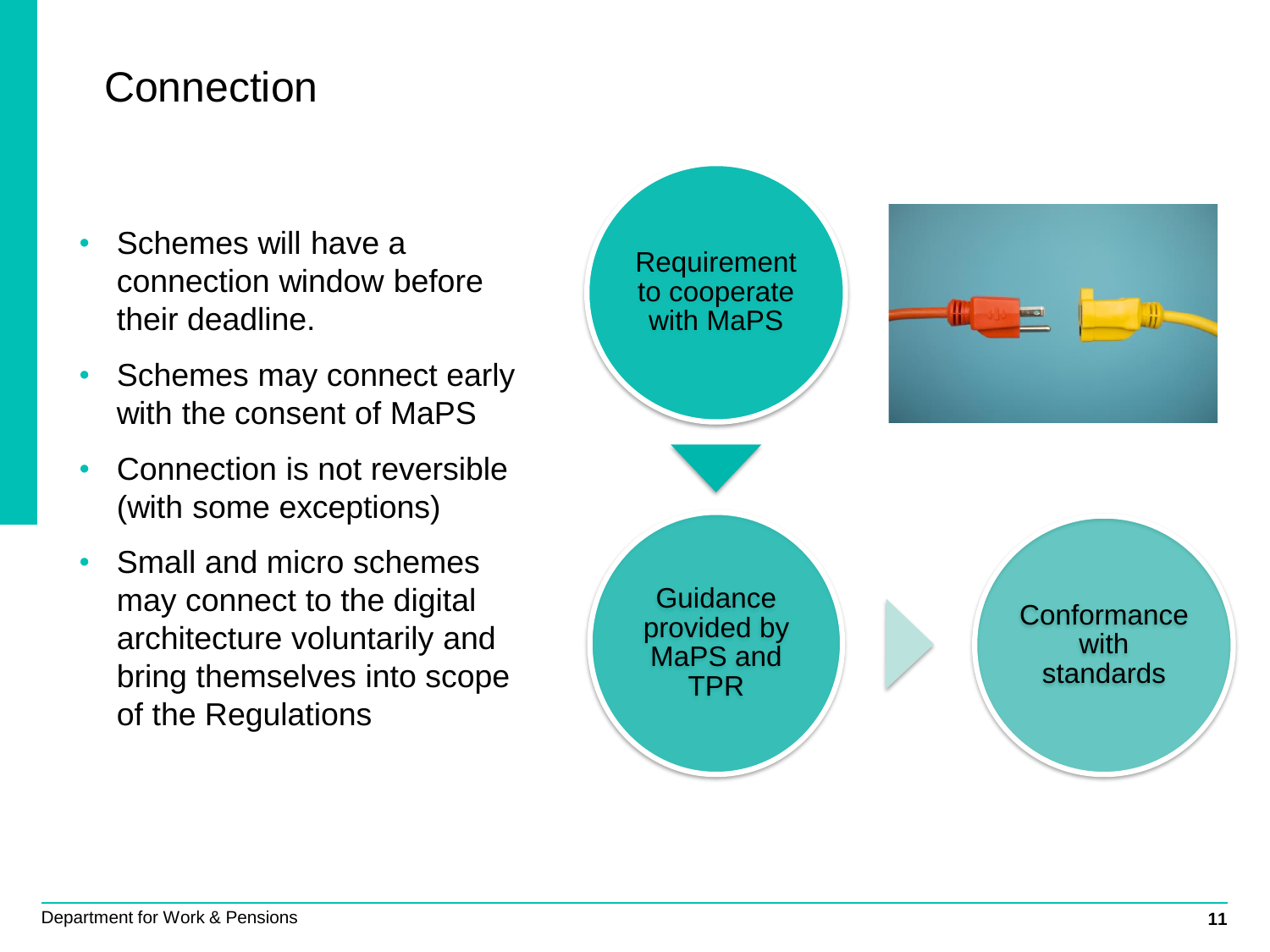# Connection

- Schemes will have a connection window before their deadline.
- Schemes may connect early with the consent of MaPS
- Connection is not reversible (with some exceptions)
- Small and micro schemes may connect to the digital architecture voluntarily and bring themselves into scope of the Regulations

Requirement to cooperate with MaPS

Guidance provided by MaPS and TPR

Conformance with standards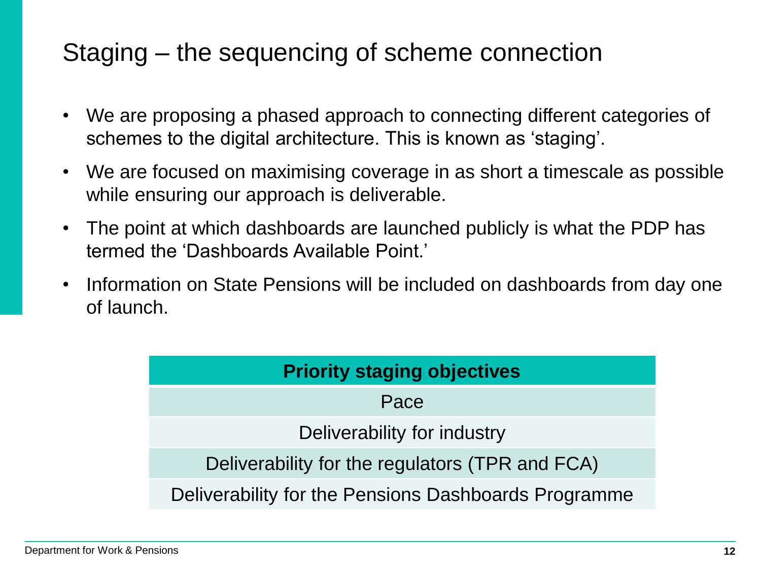# Staging – the sequencing of scheme connection

- We are proposing a phased approach to connecting different categories of schemes to the digital architecture. This is known as 'staging'.
- We are focused on maximising coverage in as short a timescale as possible while ensuring our approach is deliverable.
- The point at which dashboards are launched publicly is what the PDP has termed the 'Dashboards Available Point.'
- Information on State Pensions will be included on dashboards from day one of launch.

| Priority staging objectives |
| --- |
| Pace |
| Deliverability for industry |
| Deliverability for the regulators (TPR and FCA) |
| Deliverability for the Pensions Dashboards Programme |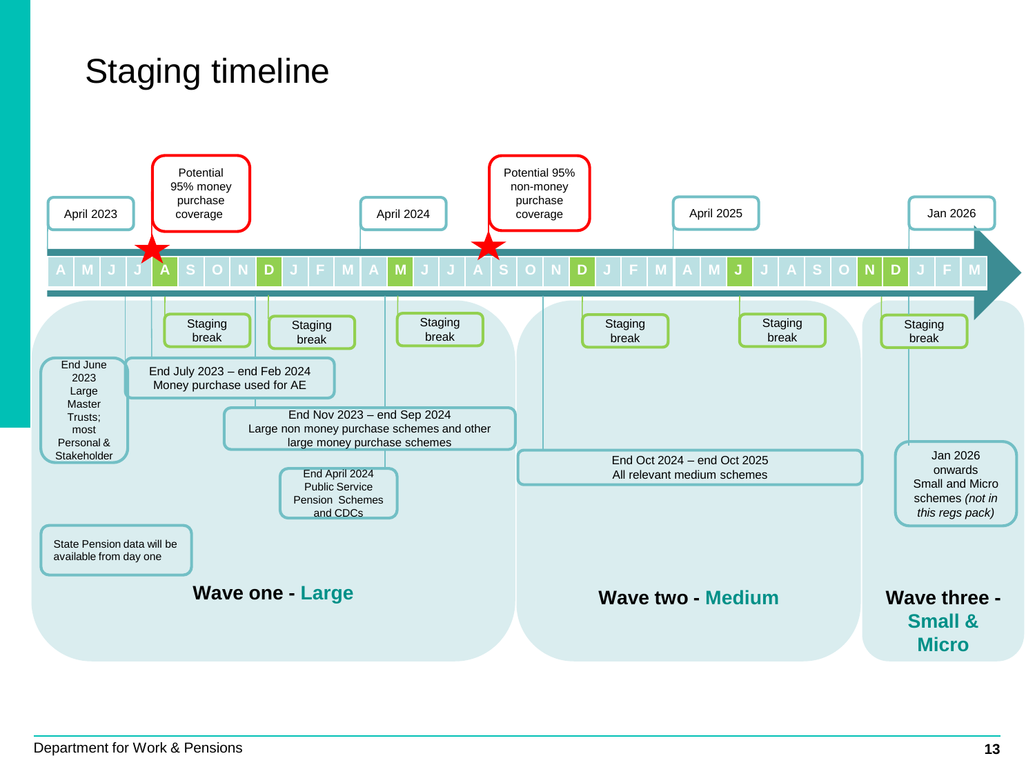# Staging timeline

April 2023

Potential 95% money purchase coverage

April 2024

Potential 95% non-money purchase coverage

April 2025

Jan 2026

A M J J A S O N D J F M A M J J A S O N D J F M A M J J A S O N D J F M

Staging break

Staging break

Staging break

Staging break

Staging break

Staging break

End June 2023 Large Master Trusts; most Personal & Stakeholder

End July 2023 – end Feb 2024 Money purchase used for AE

End Nov 2023 – end Sep 2024 Large non money purchase schemes and other large money purchase schemes

End April 2024 Public Service Pension Schemes and CDCs

State Pension data will be available from day one

**Wave one - Large**

End Oct 2024 – end Oct 2025 All relevant medium schemes

**Wave two - Medium**

Jan 2026 onwards Small and Micro schemes *(not in this regs pack)*

**Wave three - Small & Micro**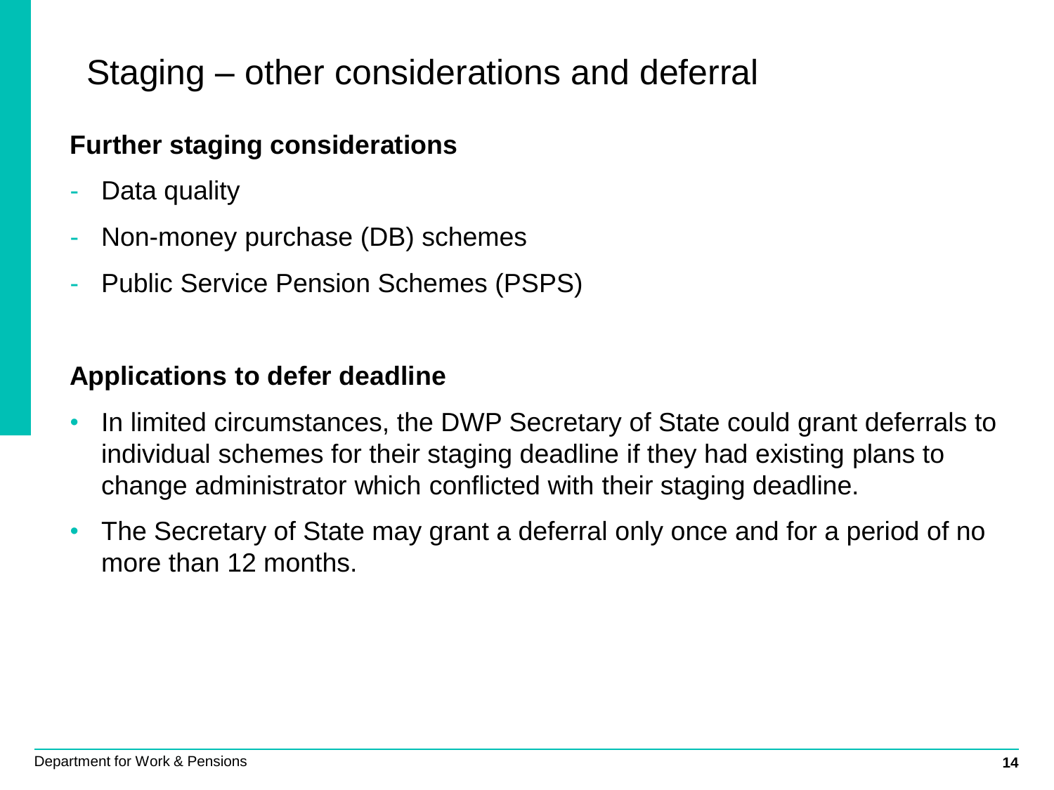# Staging – other considerations and deferral

**Further staging considerations**

- Data quality
- Non-money purchase (DB) schemes
- Public Service Pension Schemes (PSPS)

**Applications to defer deadline**

- In limited circumstances, the DWP Secretary of State could grant deferrals to individual schemes for their staging deadline if they had existing plans to change administrator which conflicted with their staging deadline.
- The Secretary of State may grant a deferral only once and for a period of no more than 12 months.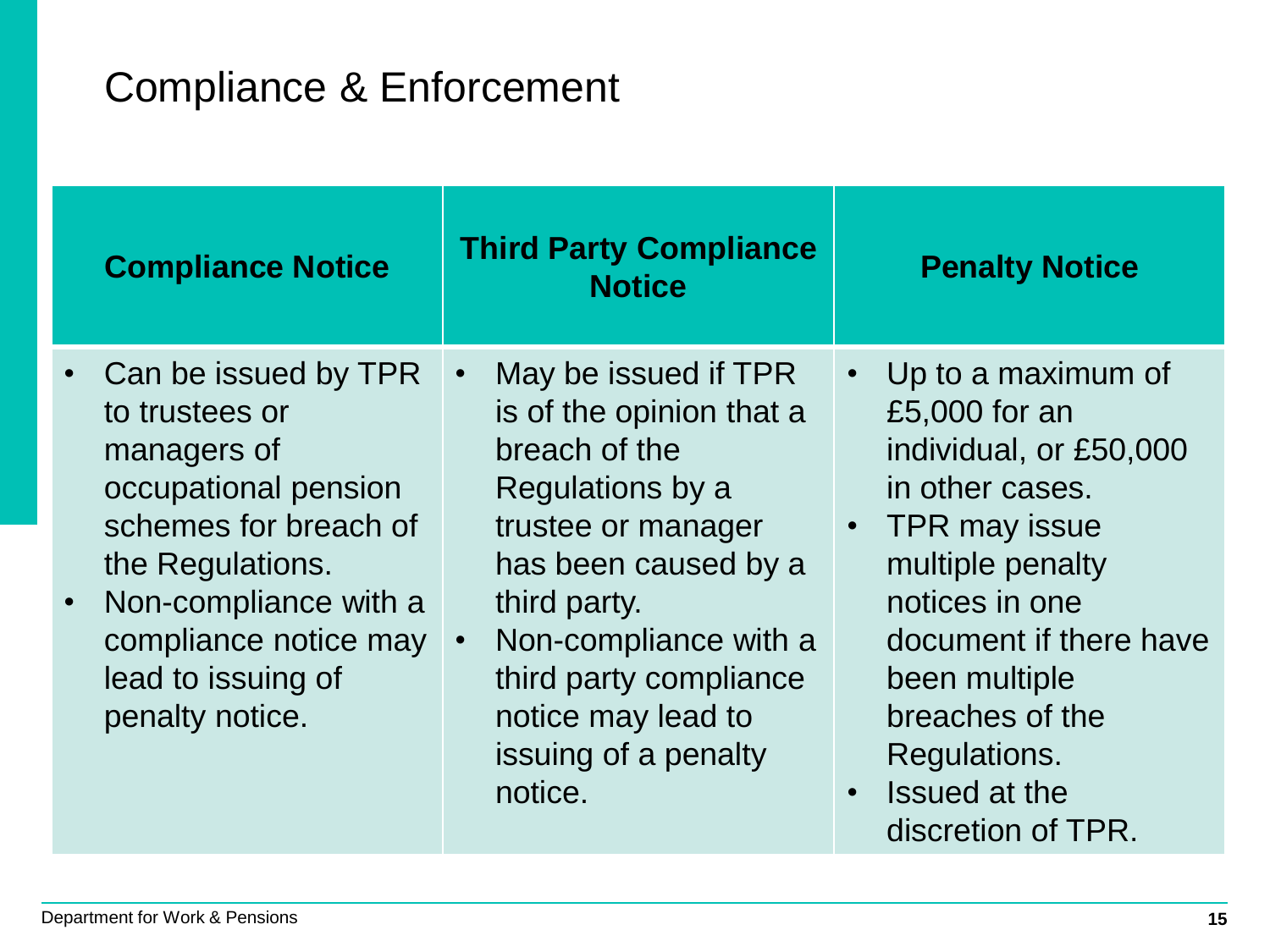# Compliance & Enforcement

| Compliance Notice | Third Party Compliance Notice | Penalty Notice |
| --- | --- | --- |
| • Can be issued by TPR to trustees or managers of occupational pension schemes for breach of the Regulations.<br>• Non-compliance with a compliance notice may lead to issuing of penalty notice. | • May be issued if TPR is of the opinion that a breach of the Regulations by a trustee or manager has been caused by a third party.<br>• Non-compliance with a third party compliance notice may lead to issuing of a penalty notice. | • Up to a maximum of £5,000 for an individual, or £50,000 in other cases.<br>• TPR may issue multiple penalty notices in one document if there have been multiple breaches of the Regulations.<br>• Issued at the discretion of TPR. |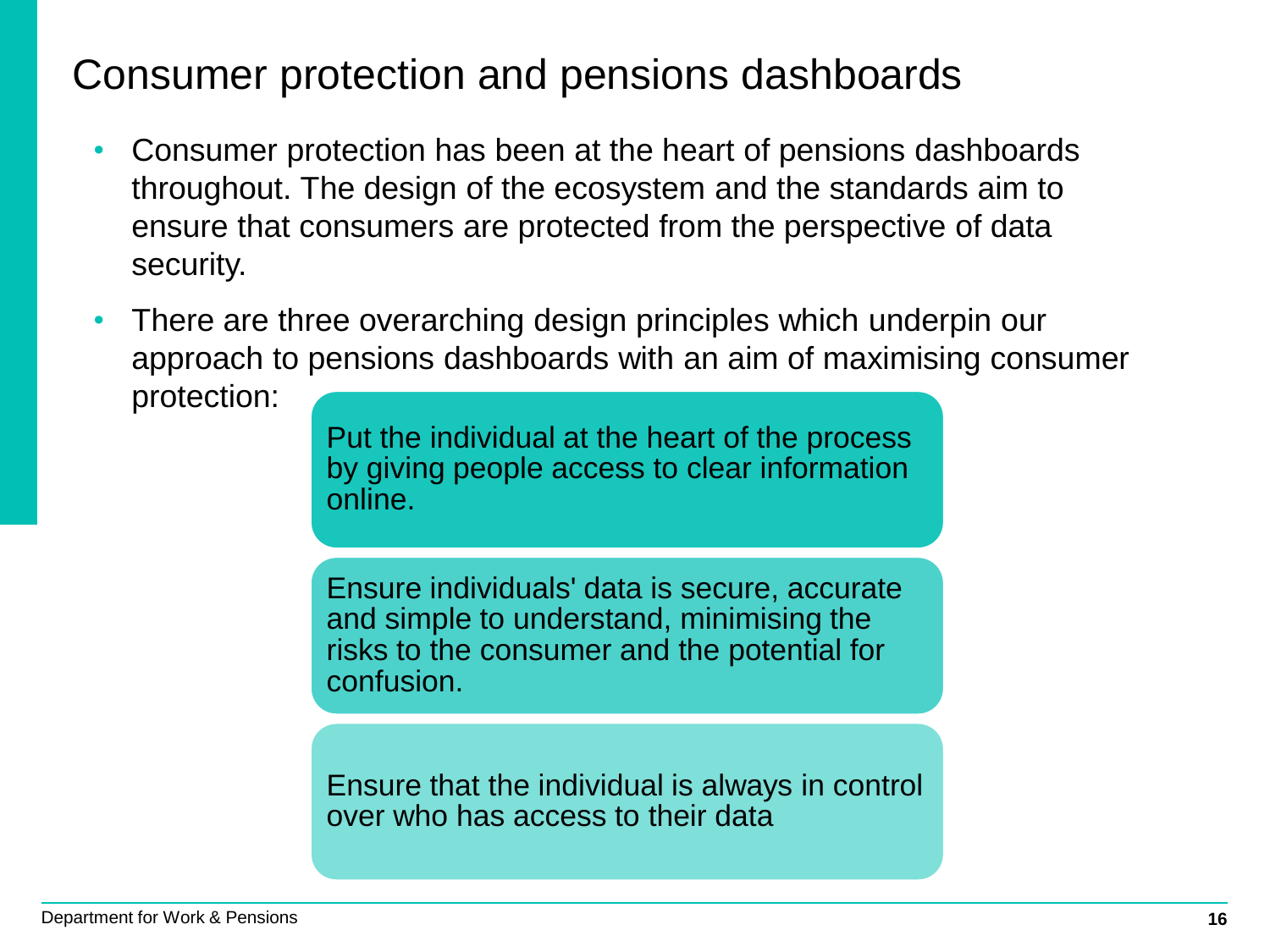# Consumer protection and pensions dashboards

- Consumer protection has been at the heart of pensions dashboards throughout. The design of the ecosystem and the standards aim to ensure that consumers are protected from the perspective of data security.
- There are three overarching design principles which underpin our approach to pensions dashboards with an aim of maximising consumer protection:

  - Put the individual at the heart of the process by giving people access to clear information online.
  - Ensure individuals' data is secure, accurate and simple to understand, minimising the risks to the consumer and the potential for confusion.
  - Ensure that the individual is always in control over who has access to their data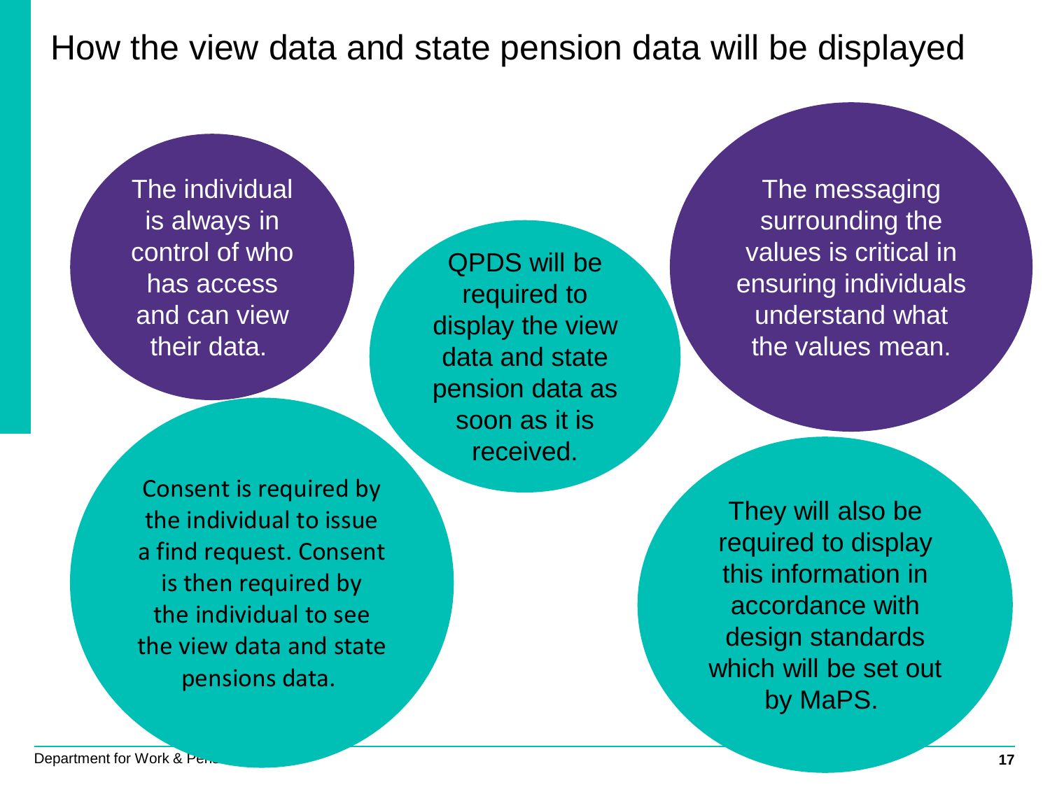# How the view data and state pension data will be displayed

The individual is always in control of who has access and can view their data.

Consent is required by the individual to issue a find request. Consent is then required by the individual to see the view data and state pensions data.

QPDS will be required to display the view data and state pension data as soon as it is received.

The messaging surrounding the values is critical in ensuring individuals understand what the values mean.

They will also be required to display this information in accordance with design standards which will be set out by MaPS.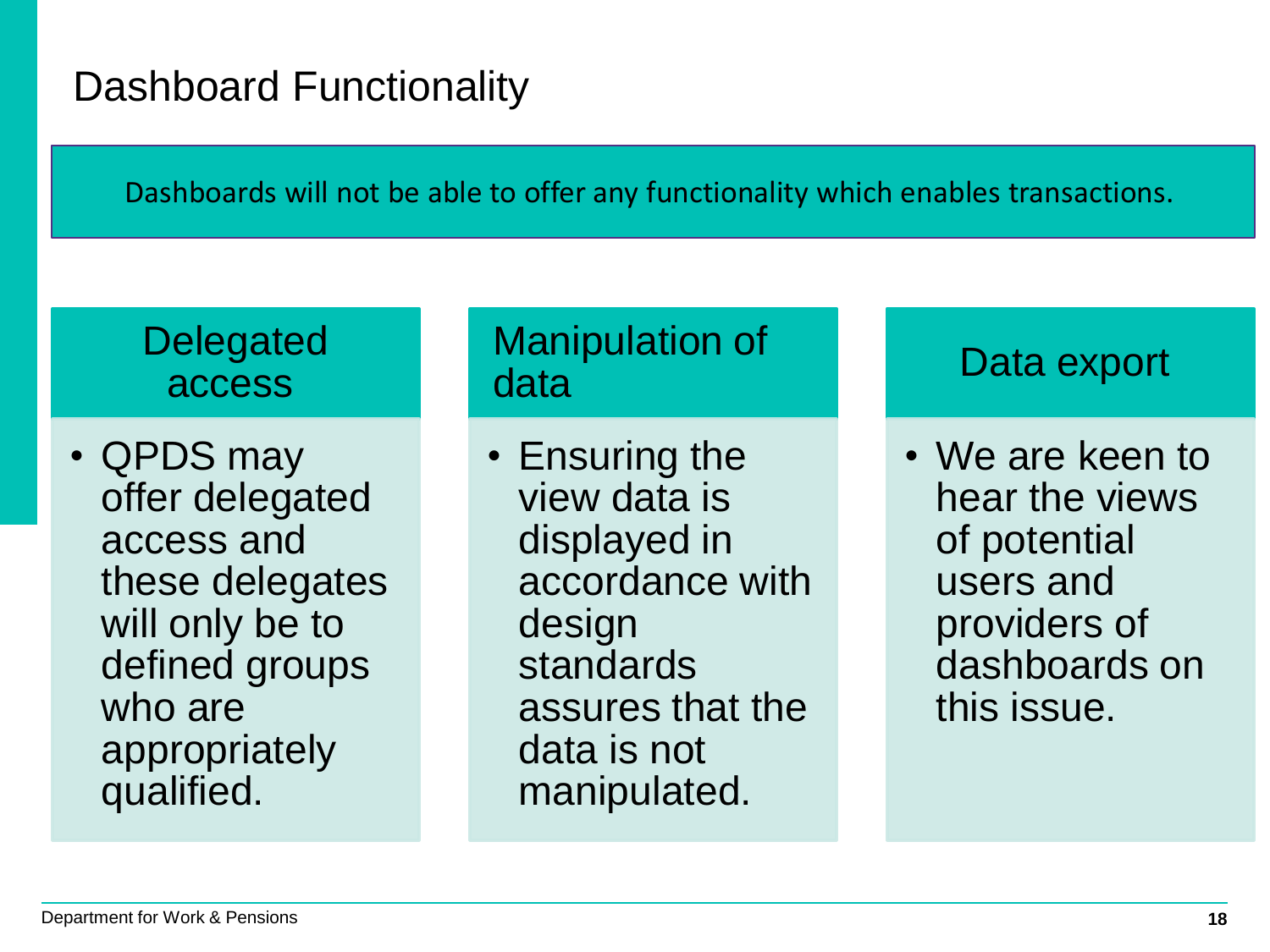# Dashboard Functionality

Dashboards will not be able to offer any functionality which enables transactions.

### Delegated access

- QPDS may offer delegated access and these delegates will only be to defined groups who are appropriately qualified.

### Manipulation of data

- Ensuring the view data is displayed in accordance with design standards assures that the data is not manipulated.

### Data export

- We are keen to hear the views of potential users and providers of dashboards on this issue.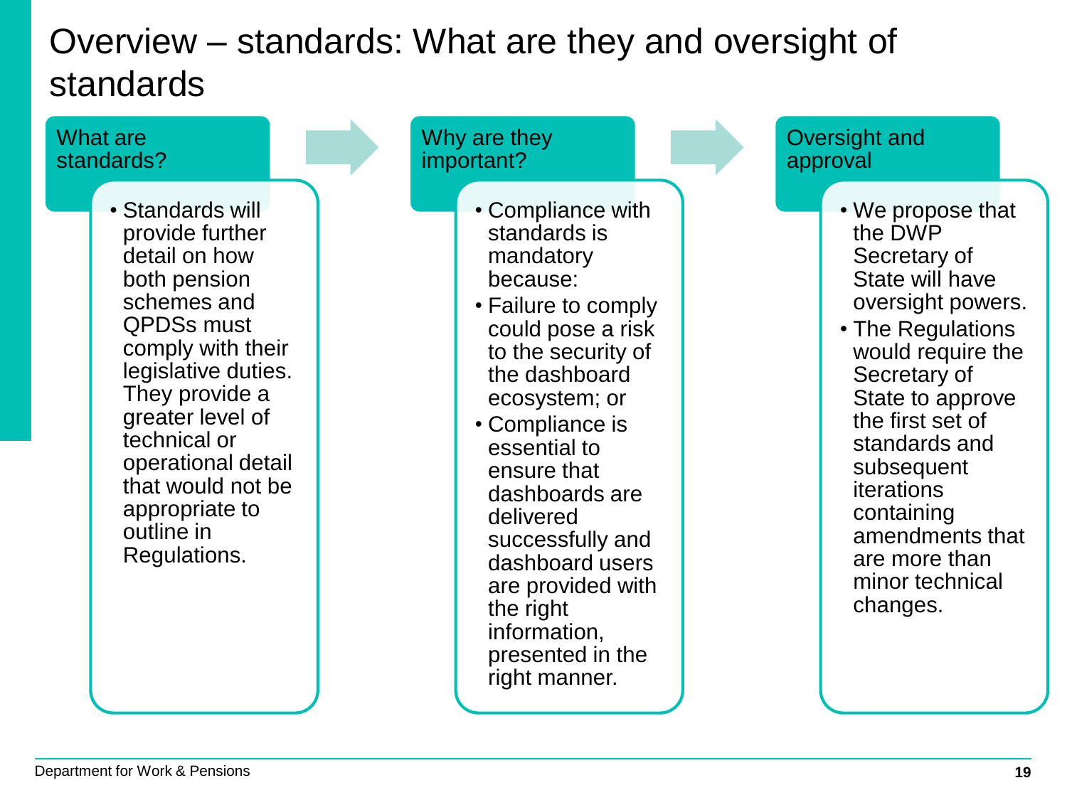# Overview – standards: What are they and oversight of standards

## What are standards?

- Standards will provide further detail on how both pension schemes and QPDSs must comply with their legislative duties. They provide a greater level of technical or operational detail that would not be appropriate to outline in Regulations.

## Why are they important?

- Compliance with standards is mandatory because:
- Failure to comply could pose a risk to the security of the dashboard ecosystem; or
- Compliance is essential to ensure that dashboards are delivered successfully and dashboard users are provided with the right information, presented in the right manner.

## Oversight and approval

- We propose that the DWP Secretary of State will have oversight powers.
- The Regulations would require the Secretary of State to approve the first set of standards and subsequent iterations containing amendments that are more than minor technical changes.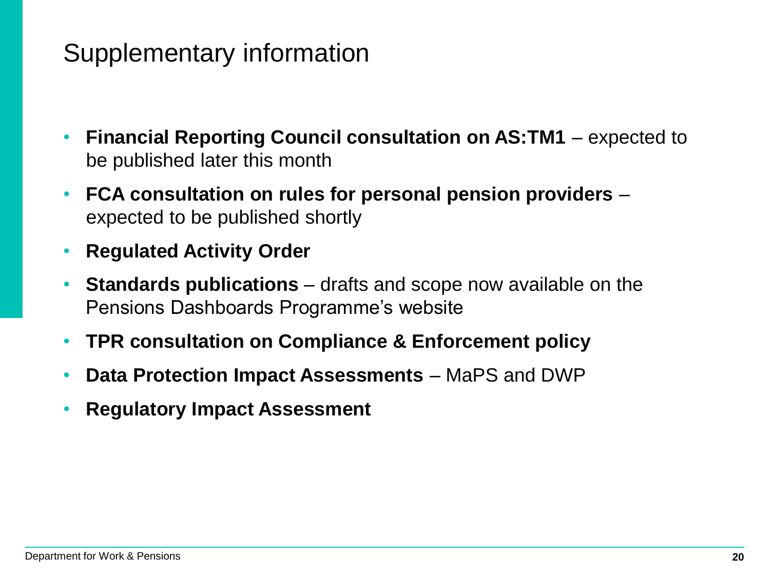# Supplementary information

- **Financial Reporting Council consultation on AS:TM1** – expected to be published later this month
- **FCA consultation on rules for personal pension providers** – expected to be published shortly
- **Regulated Activity Order**
- **Standards publications** – drafts and scope now available on the Pensions Dashboards Programme's website
- **TPR consultation on Compliance & Enforcement policy**
- **Data Protection Impact Assessments** – MaPS and DWP
- **Regulatory Impact Assessment**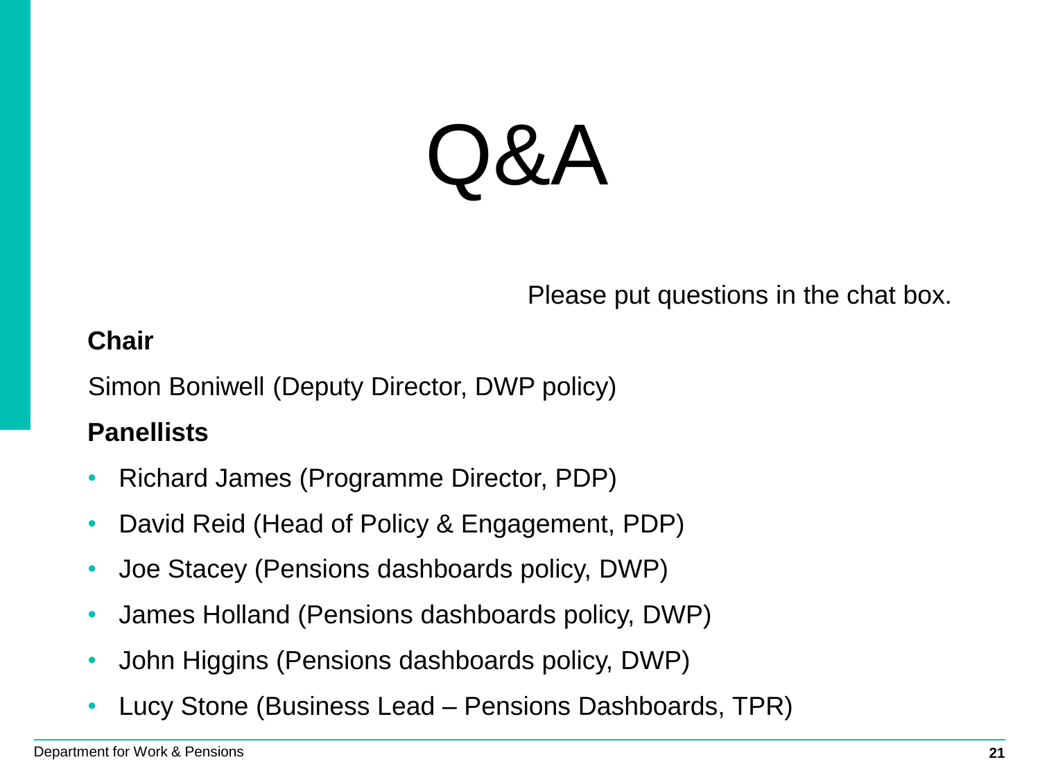# Q&A

Please put questions in the chat box.

**Chair**

Simon Boniwell (Deputy Director, DWP policy)

**Panellists**

- Richard James (Programme Director, PDP)
- David Reid (Head of Policy & Engagement, PDP)
- Joe Stacey (Pensions dashboards policy, DWP)
- James Holland (Pensions dashboards policy, DWP)
- John Higgins (Pensions dashboards policy, DWP)
- Lucy Stone (Business Lead – Pensions Dashboards, TPR)